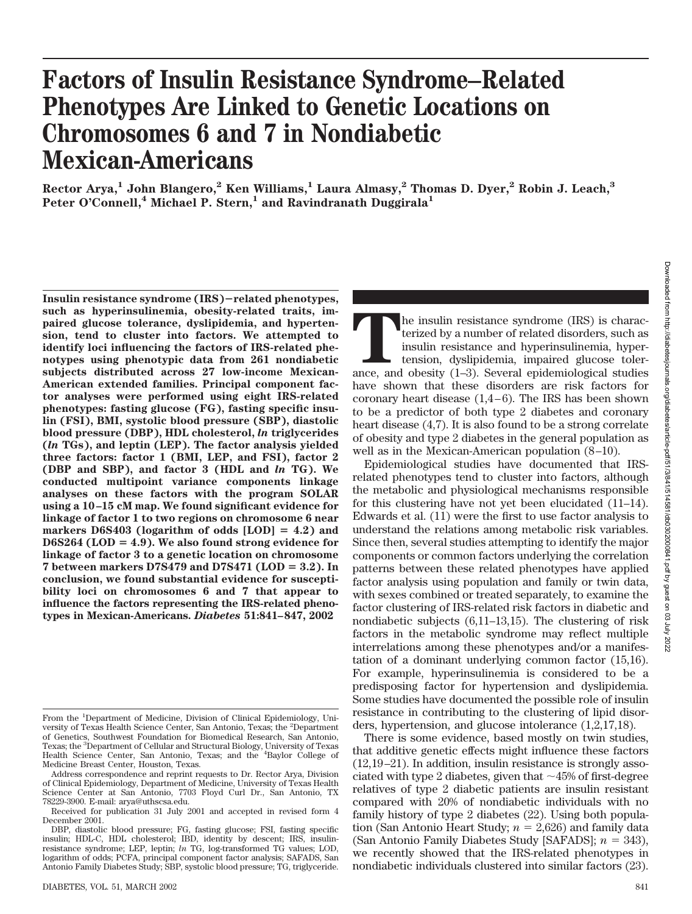# Factors of Insulin Resistance Syndrome–Related Phenotypes Are Linked to Genetic Locations on Chromosomes 6 and 7 in Nondiabetic Mexican-Americans

**Rector Arya,[1] John Blangero,[2] Ken Williams,[1] Laura Almasy,[2] Thomas D. Dyer,[2] Robin J. Leach,[3] Peter O'Connell,[4] Michael P. Stern,[1] and Ravindranath Duggirala[1]**

**Insulin resistance syndrome (IRS)−related phenotypes, such as hyperinsulinemia, obesity-related traits, impaired glucose tolerance, dyslipidemia, and hypertension, tend to cluster into factors. We attempted to identify loci influencing the factors of IRS-related phenotypes using phenotypic data from 261 nondiabetic subjects distributed across 27 low-income Mexican-American extended families. Principal component factor analyses were performed using eight IRS-related phenotypes: fasting glucose (FG), fasting specific insulin (FSI), BMI, systolic blood pressure (SBP), diastolic blood pressure (DBP), HDL cholesterol, *ln* triglycerides (*ln* TGs), and leptin (LEP). The factor analysis yielded three factors: factor 1 (BMI, LEP, and FSI), factor 2 (DBP and SBP), and factor 3 (HDL and *ln* TG). We conducted multipoint variance components linkage analyses on these factors with the program SOLAR using a 10–15 cM map. We found significant evidence for linkage of factor 1 to two regions on chromosome 6 near markers D6S403 (logarithm of odds [LOD] = 4.2) and D6S264 (LOD = 4.9). We also found strong evidence for linkage of factor 3 to a genetic location on chromosome 7 between markers D7S479 and D7S471 (LOD = 3.2). In conclusion, we found substantial evidence for susceptibility loci on chromosomes 6 and 7 that appear to influence the factors representing the IRS-related phenotypes in Mexican-Americans.** ***Diabetes* 51:841–847, 2002**

From the [1]Department of Medicine, Division of Clinical Epidemiology, University of Texas Health Science Center, San Antonio, Texas; the [2]Department of Genetics, Southwest Foundation for Biomedical Research, San Antonio, Texas; the [3]Department of Cellular and Structural Biology, University of Texas Health Science Center, San Antonio, Texas; and the [4]Baylor College of Medicine Breast Center, Houston, Texas.

Address correspondence and reprint requests to Dr. Rector Arya, Division of Clinical Epidemiology, Department of Medicine, University of Texas Health Science Center at San Antonio, 7703 Floyd Curl Dr., San Antonio, TX 78229-3900. E-mail: arya@uthscsa.edu.

Received for publication 31 July 2001 and accepted in revised form 4 December 2001.

DBP, diastolic blood pressure; FG, fasting glucose; FSI, fasting specific insulin; HDL-C, HDL cholesterol; IBD, identity by descent; IRS, insulin-resistance syndrome; LEP, leptin; *ln* TG, log-transformed TG values; LOD, logarithm of odds; PCFA, principal component factor analysis; SAFADS, San Antonio Family Diabetes Study; SBP, systolic blood pressure; TG, triglyceride.

The insulin resistance syndrome (IRS) is characterized by a number of related disorders, such as insulin resistance and hyperinsulinemia, hypertension, dyslipidemia, impaired glucose tolerance, and obesity (1–3). Several epidemiological studies have shown that these disorders are risk factors for coronary heart disease (1,4–6). The IRS has been shown to be a predictor of both type 2 diabetes and coronary heart disease (4,7). It is also found to be a strong correlate of obesity and type 2 diabetes in the general population as well as in the Mexican-American population (8–10).

Epidemiological studies have documented that IRS-related phenotypes tend to cluster into factors, although the metabolic and physiological mechanisms responsible for this clustering have not yet been elucidated (11–14). Edwards et al. (11) were the first to use factor analysis to understand the relations among metabolic risk variables. Since then, several studies attempting to identify the major components or common factors underlying the correlation patterns between these related phenotypes have applied factor analysis using population and family or twin data, with sexes combined or treated separately, to examine the factor clustering of IRS-related risk factors in diabetic and nondiabetic subjects (6,11–13,15). The clustering of risk factors in the metabolic syndrome may reflect multiple interrelations among these phenotypes and/or a manifestation of a dominant underlying common factor (15,16). For example, hyperinsulinemia is considered to be a predisposing factor for hypertension and dyslipidemia. Some studies have documented the possible role of insulin resistance in contributing to the clustering of lipid disorders, hypertension, and glucose intolerance (1,2,17,18).

There is some evidence, based mostly on twin studies, that additive genetic effects might influence these factors (12,19–21). In addition, insulin resistance is strongly associated with type 2 diabetes, given that ~45% of first-degree relatives of type 2 diabetic patients are insulin resistant compared with 20% of nondiabetic individuals with no family history of type 2 diabetes (22). Using both population (San Antonio Heart Study; $n = 2{,}626$) and family data (San Antonio Family Diabetes Study [SAFADS]; $n = 343$), we recently showed that the IRS-related phenotypes in nondiabetic individuals clustered into similar factors (23).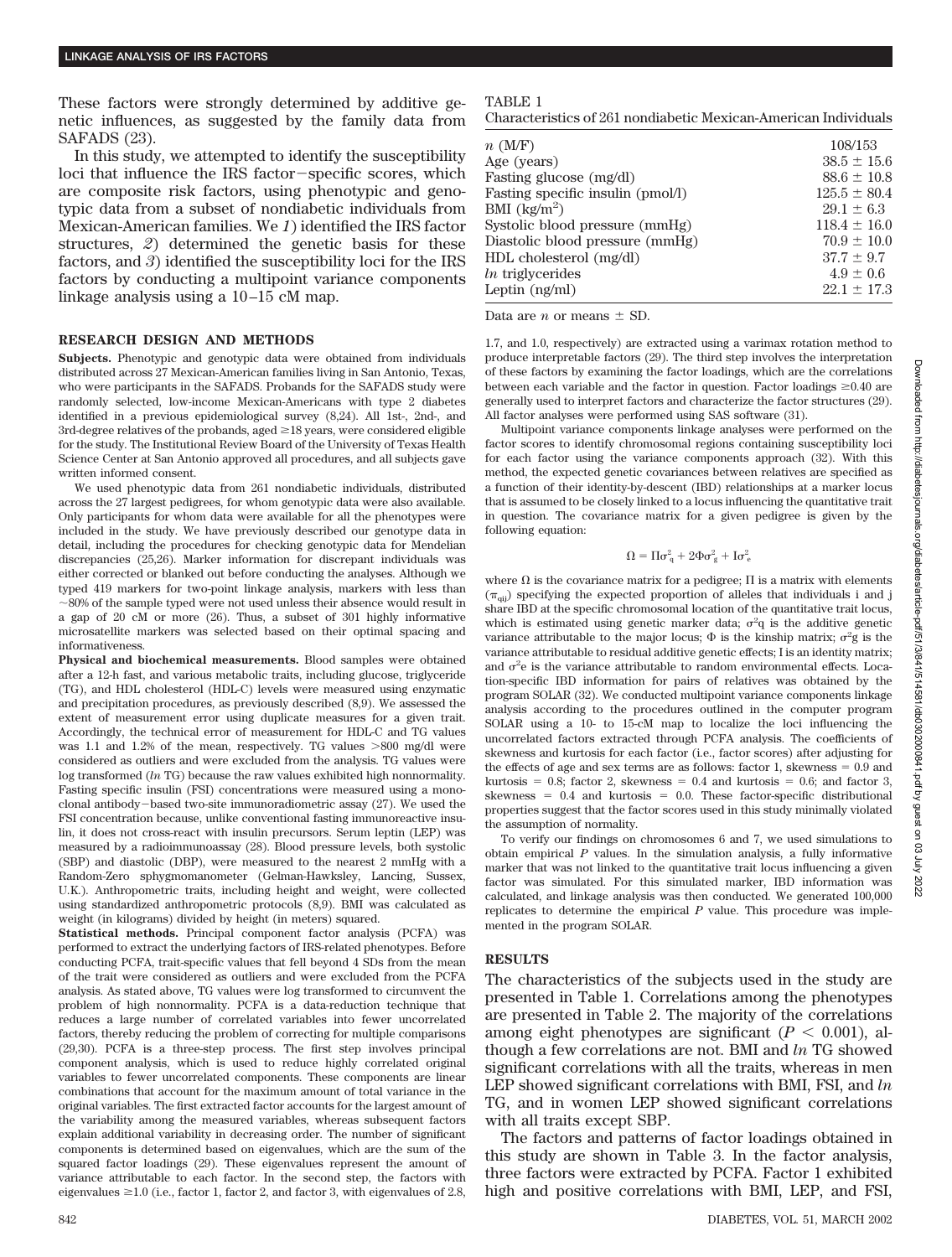These factors were strongly determined by additive genetic influences, as suggested by the family data from SAFADS (23).

In this study, we attempted to identify the susceptibility loci that influence the IRS factor−specific scores, which are composite risk factors, using phenotypic and genotypic data from a subset of nondiabetic individuals from Mexican-American families. We *1*) identified the IRS factor structures, *2*) determined the genetic basis for these factors, and *3*) identified the susceptibility loci for the IRS factors by conducting a multipoint variance components linkage analysis using a 10–15 cM map.

## RESEARCH DESIGN AND METHODS

**Subjects.** Phenotypic and genotypic data were obtained from individuals distributed across 27 Mexican-American families living in San Antonio, Texas, who were participants in the SAFADS. Probands for the SAFADS study were randomly selected, low-income Mexican-Americans with type 2 diabetes identified in a previous epidemiological survey (8,24). All 1st-, 2nd-, and 3rd-degree relatives of the probands, aged ≥18 years, were considered eligible for the study. The Institutional Review Board of the University of Texas Health Science Center at San Antonio approved all procedures, and all subjects gave written informed consent.

We used phenotypic data from 261 nondiabetic individuals, distributed across the 27 largest pedigrees, for whom genotypic data were also available. Only participants for whom data were available for all the phenotypes were included in the study. We have previously described our genotype data in detail, including the procedures for checking genotypic data for Mendelian discrepancies (25,26). Marker information for discrepant individuals was either corrected or blanked out before conducting the analyses. Although we typed 419 markers for two-point linkage analysis, markers with less than ~80% of the sample typed were not used unless their absence would result in a gap of 20 cM or more (26). Thus, a subset of 301 highly informative microsatellite markers was selected based on their optimal spacing and informativeness.

**Physical and biochemical measurements.** Blood samples were obtained after a 12-h fast, and various metabolic traits, including glucose, triglyceride (TG), and HDL cholesterol (HDL-C) levels were measured using enzymatic and precipitation procedures, as previously described (8,9). We assessed the extent of measurement error using duplicate measures for a given trait. Accordingly, the technical error of measurement for HDL-C and TG values was 1.1 and 1.2% of the mean, respectively. TG values >800 mg/dl were considered as outliers and were excluded from the analysis. TG values were log transformed (*ln* TG) because the raw values exhibited high nonnormality. Fasting specific insulin (FSI) concentrations were measured using a monoclonal antibody−based two-site immunoradiometric assay (27). We used the FSI concentration because, unlike conventional fasting immunoreactive insulin, it does not cross-react with insulin precursors. Serum leptin (LEP) was measured by a radioimmunoassay (28). Blood pressure levels, both systolic (SBP) and diastolic (DBP), were measured to the nearest 2 mmHg with a Random-Zero sphygmomanometer (Gelman-Hawksley, Lancing, Sussex, U.K.). Anthropometric traits, including height and weight, were collected using standardized anthropometric protocols (8,9). BMI was calculated as weight (in kilograms) divided by height (in meters) squared.

**Statistical methods.** Principal component factor analysis (PCFA) was performed to extract the underlying factors of IRS-related phenotypes. Before conducting PCFA, trait-specific values that fell beyond 4 SDs from the mean of the trait were considered as outliers and were excluded from the PCFA analysis. As stated above, TG values were log transformed to circumvent the problem of high nonnormality. PCFA is a data-reduction technique that reduces a large number of correlated variables into fewer uncorrelated factors, thereby reducing the problem of correcting for multiple comparisons (29,30). PCFA is a three-step process. The first step involves principal component analysis, which is used to reduce highly correlated original variables to fewer uncorrelated components. These components are linear combinations that account for the maximum amount of total variance in the original variables. The first extracted factor accounts for the largest amount of the variability among the measured variables, whereas subsequent factors explain additional variability in decreasing order. The number of significant components is determined based on eigenvalues, which are the sum of the squared factor loadings (29). These eigenvalues represent the amount of variance attributable to each factor. In the second step, the factors with eigenvalues ≥1.0 (i.e., factor 1, factor 2, and factor 3, with eigenvalues of 2.8, 1.7, and 1.0, respectively) are extracted using a varimax rotation method to produce interpretable factors (29). The third step involves the interpretation of these factors by examining the factor loadings, which are the correlations between each variable and the factor in question. Factor loadings ≥0.40 are generally used to interpret factors and characterize the factor structures (29). All factor analyses were performed using SAS software (31).

Multipoint variance components linkage analyses were performed on the factor scores to identify chromosomal regions containing susceptibility loci for each factor using the variance components approach (32). With this method, the expected genetic covariances between relatives are specified as a function of their identity-by-descent (IBD) relationships at a marker locus that is assumed to be closely linked to a locus influencing the quantitative trait in question. The covariance matrix for a given pedigree is given by the following equation:

$$\Omega = \Pi\sigma_q^2 + 2\Phi\sigma_g^2 + I\sigma_e^2$$

where $\Omega$ is the covariance matrix for a pedigree; $\Pi$ is a matrix with elements ($\pi_{qij}$) specifying the expected proportion of alleles that individuals i and j share IBD at the specific chromosomal location of the quantitative trait locus, which is estimated using genetic marker data; $\sigma^2$q is the additive genetic variance attributable to the major locus; $\Phi$ is the kinship matrix; $\sigma^2$g is the variance attributable to residual additive genetic effects; I is an identity matrix; and $\sigma^2$e is the variance attributable to random environmental effects. Location-specific IBD information for pairs of relatives was obtained by the program SOLAR (32). We conducted multipoint variance components linkage analysis according to the procedures outlined in the computer program SOLAR using a 10- to 15-cM map to localize the loci influencing the uncorrelated factors extracted through PCFA analysis. The coefficients of skewness and kurtosis for each factor (i.e., factor scores) after adjusting for the effects of age and sex terms are as follows: factor 1, skewness = 0.9 and kurtosis = 0.8; factor 2, skewness = 0.4 and kurtosis = 0.6; and factor 3, skewness = 0.4 and kurtosis = 0.0. These factor-specific distributional properties suggest that the factor scores used in this study minimally violated the assumption of normality.

To verify our findings on chromosomes 6 and 7, we used simulations to obtain empirical *P* values. In the simulation analysis, a fully informative marker that was not linked to the quantitative trait locus influencing a given factor was simulated. For this simulated marker, IBD information was calculated, and linkage analysis was then conducted. We generated 100,000 replicates to determine the empirical *P* value. This procedure was implemented in the program SOLAR.

TABLE 1

Characteristics of 261 nondiabetic Mexican-American Individuals

| | |
|---|---|
| *n* (M/F) | 108/153 |
| Age (years) | 38.5 ± 15.6 |
| Fasting glucose (mg/dl) | 88.6 ± 10.8 |
| Fasting specific insulin (pmol/l) | 125.5 ± 80.4 |
| BMI (kg/m$^2$) | 29.1 ± 6.3 |
| Systolic blood pressure (mmHg) | 118.4 ± 16.0 |
| Diastolic blood pressure (mmHg) | 70.9 ± 10.0 |
| HDL cholesterol (mg/dl) | 37.7 ± 9.7 |
| *ln* triglycerides | 4.9 ± 0.6 |
| Leptin (ng/ml) | 22.1 ± 17.3 |

Data are *n* or means ± SD.

## RESULTS

The characteristics of the subjects used in the study are presented in Table 1. Correlations among the phenotypes are presented in Table 2. The majority of the correlations among eight phenotypes are significant ($P < 0.001$), although a few correlations are not. BMI and *ln* TG showed significant correlations with all the traits, whereas in men LEP showed significant correlations with BMI, FSI, and *ln* TG, and in women LEP showed significant correlations with all traits except SBP.

The factors and patterns of factor loadings obtained in this study are shown in Table 3. In the factor analysis, three factors were extracted by PCFA. Factor 1 exhibited high and positive correlations with BMI, LEP, and FSI,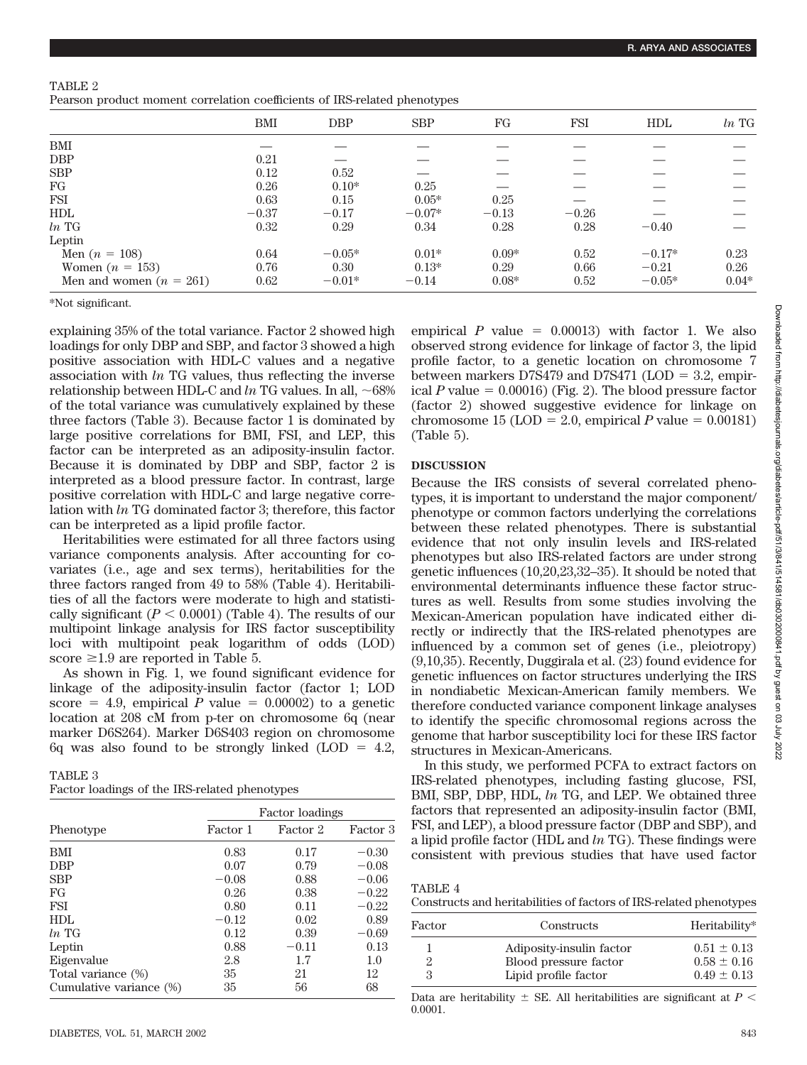TABLE 2
Pearson product moment correlation coefficients of IRS-related phenotypes

| | BMI | DBP | SBP | FG | FSI | HDL | *ln* TG |
|---|---|---|---|---|---|---|---|
| BMI | — | — | — | — | — | — | — |
| DBP | 0.21 | — | — | — | — | — | — |
| SBP | 0.12 | 0.52 | — | — | — | — | — |
| FG | 0.26 | 0.10* | 0.25 | — | — | — | — |
| FSI | 0.63 | 0.15 | 0.05* | 0.25 | — | — | — |
| HDL | −0.37 | −0.17 | −0.07* | −0.13 | −0.26 | — | — |
| *ln* TG | 0.32 | 0.29 | 0.34 | 0.28 | 0.28 | −0.40 | — |
| Leptin | | | | | | | |
| Men ($n$ = 108) | 0.64 | −0.05* | 0.01* | 0.09* | 0.52 | −0.17* | 0.23 |
| Women ($n$ = 153) | 0.76 | 0.30 | 0.13* | 0.29 | 0.66 | −0.21 | 0.26 |
| Men and women ($n$ = 261) | 0.62 | −0.01* | −0.14 | 0.08* | 0.52 | −0.05* | 0.04* |

*Not significant.

explaining 35% of the total variance. Factor 2 showed high loadings for only DBP and SBP, and factor 3 showed a high positive association with HDL-C values and a negative association with *ln* TG values, thus reflecting the inverse relationship between HDL-C and *ln* TG values. In all, ~68% of the total variance was cumulatively explained by these three factors (Table 3). Because factor 1 is dominated by large positive correlations for BMI, FSI, and LEP, this factor can be interpreted as an adiposity-insulin factor. Because it is dominated by DBP and SBP, factor 2 is interpreted as a blood pressure factor. In contrast, large positive correlation with HDL-C and large negative correlation with *ln* TG dominated factor 3; therefore, this factor can be interpreted as a lipid profile factor.

Heritabilities were estimated for all three factors using variance components analysis. After accounting for covariates (i.e., age and sex terms), heritabilities for the three factors ranged from 49 to 58% (Table 4). Heritabilities of all the factors were moderate to high and statistically significant ($P < 0.0001$) (Table 4). The results of our multipoint linkage analysis for IRS factor susceptibility loci with multipoint peak logarithm of odds (LOD) score ≥1.9 are reported in Table 5.

As shown in Fig. 1, we found significant evidence for linkage of the adiposity-insulin factor (factor 1; LOD score = 4.9, empirical $P$ value = 0.00002) to a genetic location at 208 cM from p-ter on chromosome 6q (near marker D6S264). Marker D6S403 region on chromosome 6q was also found to be strongly linked (LOD = 4.2, empirical $P$ value = 0.00013) with factor 1. We also observed strong evidence for linkage of factor 3, the lipid profile factor, to a genetic location on chromosome 7 between markers D7S479 and D7S471 (LOD = 3.2, empirical $P$ value = 0.00016) (Fig. 2). The blood pressure factor (factor 2) showed suggestive evidence for linkage on chromosome 15 (LOD = 2.0, empirical $P$ value = 0.00181) (Table 5).

TABLE 3
Factor loadings of the IRS-related phenotypes

| Phenotype | Factor loadings | | |
|---|---|---|---|
| | Factor 1 | Factor 2 | Factor 3 |
| BMI | 0.83 | 0.17 | −0.30 |
| DBP | 0.07 | 0.79 | −0.08 |
| SBP | −0.08 | 0.88 | −0.06 |
| FG | 0.26 | 0.38 | −0.22 |
| FSI | 0.80 | 0.11 | −0.22 |
| HDL | −0.12 | 0.02 | 0.89 |
| *ln* TG | 0.12 | 0.39 | −0.69 |
| Leptin | 0.88 | −0.11 | 0.13 |
| Eigenvalue | 2.8 | 1.7 | 1.0 |
| Total variance (%) | 35 | 21 | 12 |
| Cumulative variance (%) | 35 | 56 | 68 |

## DISCUSSION

Because the IRS consists of several correlated phenotypes, it is important to understand the major component/phenotype or common factors underlying the correlations between these related phenotypes. There is substantial evidence that not only insulin levels and IRS-related phenotypes but also IRS-related factors are under strong genetic influences (10,20,23,32–35). It should be noted that environmental determinants influence these factor structures as well. Results from some studies involving the Mexican-American population have indicated either directly or indirectly that the IRS-related phenotypes are influenced by a common set of genes (i.e., pleiotropy) (9,10,35). Recently, Duggirala et al. (23) found evidence for genetic influences on factor structures underlying the IRS in nondiabetic Mexican-American family members. We therefore conducted variance component linkage analyses to identify the specific chromosomal regions across the genome that harbor susceptibility loci for these IRS factor structures in Mexican-Americans.

In this study, we performed PCFA to extract factors on IRS-related phenotypes, including fasting glucose, FSI, BMI, SBP, DBP, HDL, *ln* TG, and LEP. We obtained three factors that represented an adiposity-insulin factor (BMI, FSI, and LEP), a blood pressure factor (DBP and SBP), and a lipid profile factor (HDL and *ln* TG). These findings were consistent with previous studies that have used factor

TABLE 4
Constructs and heritabilities of factors of IRS-related phenotypes

| Factor | Constructs | Heritability* |
|---|---|---|
| 1 | Adiposity-insulin factor | 0.51 ± 0.13 |
| 2 | Blood pressure factor | 0.58 ± 0.16 |
| 3 | Lipid profile factor | 0.49 ± 0.13 |

Data are heritability ± SE. All heritabilities are significant at $P <$ 0.0001.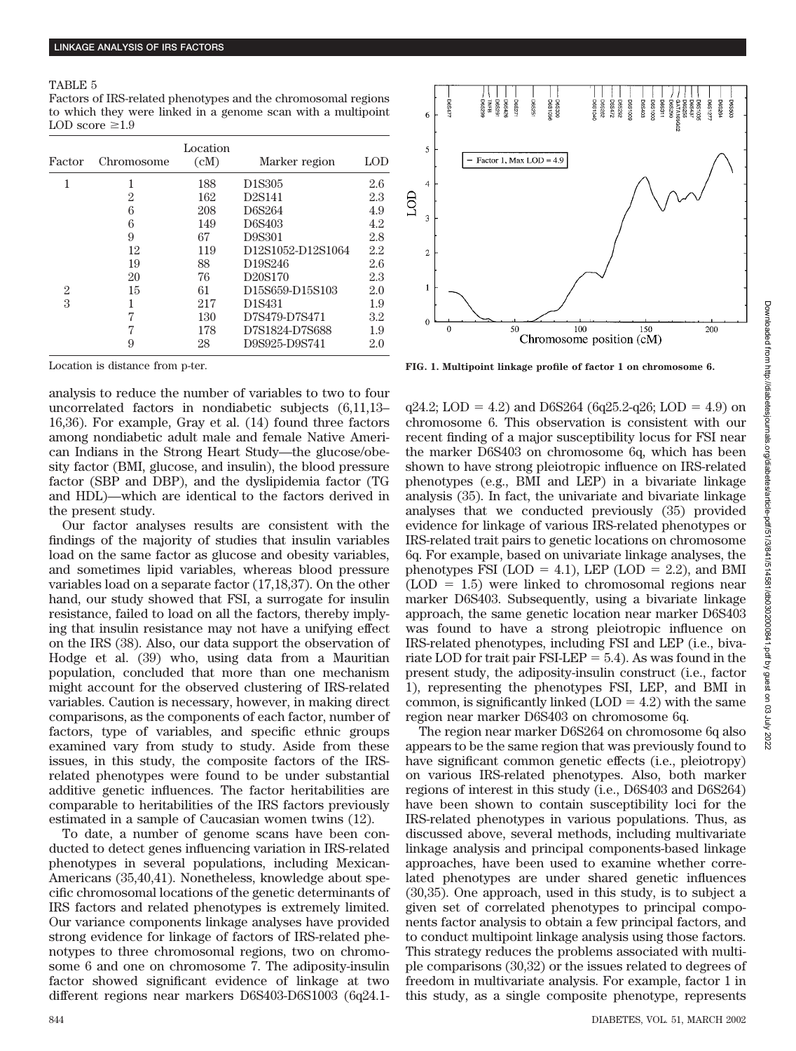TABLE 5

Factors of IRS-related phenotypes and the chromosomal regions to which they were linked in a genome scan with a multipoint LOD score ≥1.9

| Factor | Chromosome | Location (cM) | Marker region | LOD |
|---|---|---|---|---|
| 1 | 1 | 188 | D1S305 | 2.6 |
| | 2 | 162 | D2S141 | 2.3 |
| | 6 | 208 | D6S264 | 4.9 |
| | 6 | 149 | D6S403 | 4.2 |
| | 9 | 67 | D9S301 | 2.8 |
| | 12 | 119 | D12S1052-D12S1064 | 2.2 |
| | 19 | 88 | D19S246 | 2.6 |
| | 20 | 76 | D20S170 | 2.3 |
| 2 | 15 | 61 | D15S659-D15S103 | 2.0 |
| 3 | 1 | 217 | D1S431 | 1.9 |
| | 7 | 130 | D7S479-D7S471 | 3.2 |
| | 7 | 178 | D7S1824-D7S688 | 1.9 |
| | 9 | 28 | D9S925-D9S741 | 2.0 |

Location is distance from p-ter.

analysis to reduce the number of variables to two to four uncorrelated factors in nondiabetic subjects (6,11,13–16,36). For example, Gray et al. (14) found three factors among nondiabetic adult male and female Native American Indians in the Strong Heart Study—the glucose/obesity factor (BMI, glucose, and insulin), the blood pressure factor (SBP and DBP), and the dyslipidemia factor (TG and HDL)—which are identical to the factors derived in the present study.

Our factor analyses results are consistent with the findings of the majority of studies that insulin variables load on the same factor as glucose and obesity variables, and sometimes lipid variables, whereas blood pressure variables load on a separate factor (17,18,37). On the other hand, our study showed that FSI, a surrogate for insulin resistance, failed to load on all the factors, thereby implying that insulin resistance may not have a unifying effect on the IRS (38). Also, our data support the observation of Hodge et al. (39) who, using data from a Mauritian population, concluded that more than one mechanism might account for the observed clustering of IRS-related variables. Caution is necessary, however, in making direct comparisons, as the components of each factor, number of factors, type of variables, and specific ethnic groups examined vary from study to study. Aside from these issues, in this study, the composite factors of the IRS-related phenotypes were found to be under substantial additive genetic influences. The factor heritabilities are comparable to heritabilities of the IRS factors previously estimated in a sample of Caucasian women twins (12).

To date, a number of genome scans have been conducted to detect genes influencing variation in IRS-related phenotypes in several populations, including Mexican-Americans (35,40,41). Nonetheless, knowledge about specific chromosomal locations of the genetic determinants of IRS factors and related phenotypes is extremely limited. Our variance components linkage analyses have provided strong evidence for linkage of factors of IRS-related phenotypes to three chromosomal regions, two on chromosome 6 and one on chromosome 7. The adiposity-insulin factor showed significant evidence of linkage at two different regions near markers D6S403-D6S1003 (6q24.1-q24.2; LOD = 4.2) and D6S264 (6q25.2-q26; LOD = 4.9) on chromosome 6. This observation is consistent with our recent finding of a major susceptibility locus for FSI near the marker D6S403 on chromosome 6q, which has been shown to have strong pleiotropic influence on IRS-related phenotypes (e.g., BMI and LEP) in a bivariate linkage analysis (35). In fact, the univariate and bivariate linkage analyses that we conducted previously (35) provided evidence for linkage of various IRS-related phenotypes or IRS-related trait pairs to genetic locations on chromosome 6q. For example, based on univariate linkage analyses, the phenotypes FSI (LOD = 4.1), LEP (LOD = 2.2), and BMI (LOD = 1.5) were linked to chromosomal regions near marker D6S403. Subsequently, using a bivariate linkage approach, the same genetic location near marker D6S403 was found to have a strong pleiotropic influence on IRS-related phenotypes, including FSI and LEP (i.e., bivariate LOD for trait pair FSI-LEP = 5.4). As was found in the present study, the adiposity-insulin construct (i.e., factor 1), representing the phenotypes FSI, LEP, and BMI in common, is significantly linked (LOD = 4.2) with the same region near marker D6S403 on chromosome 6q.

FIG. 1. Multipoint linkage profile of factor 1 on chromosome 6.

The region near marker D6S264 on chromosome 6q also appears to be the same region that was previously found to have significant common genetic effects (i.e., pleiotropy) on various IRS-related phenotypes. Also, both marker regions of interest in this study (i.e., D6S403 and D6S264) have been shown to contain susceptibility loci for the IRS-related phenotypes in various populations. Thus, as discussed above, several methods, including multivariate linkage analysis and principal components-based linkage approaches, have been used to examine whether correlated phenotypes are under shared genetic influences (30,35). One approach, used in this study, is to subject a given set of correlated phenotypes to principal components factor analysis to obtain a few principal factors, and to conduct multipoint linkage analysis using those factors. This strategy reduces the problems associated with multiple comparisons (30,32) or the issues related to degrees of freedom in multivariate analysis. For example, factor 1 in this study, as a single composite phenotype, represents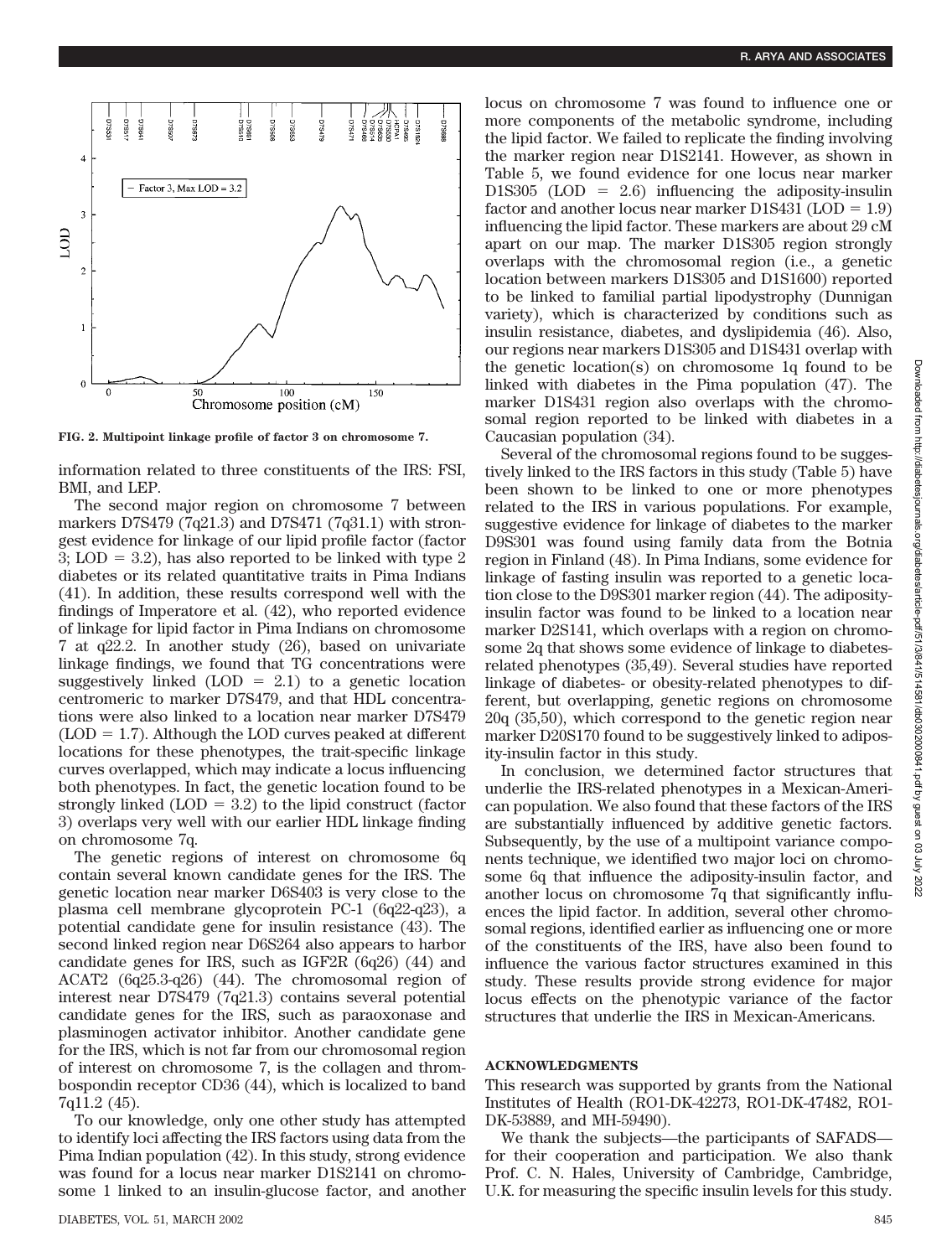FIG. 2. Multipoint linkage profile of factor 3 on chromosome 7.

information related to three constituents of the IRS: FSI, BMI, and LEP.

The second major region on chromosome 7 between markers D7S479 (7q21.3) and D7S471 (7q31.1) with strongest evidence for linkage of our lipid profile factor (factor 3; LOD = 3.2), has also reported to be linked with type 2 diabetes or its related quantitative traits in Pima Indians (41). In addition, these results correspond well with the findings of Imperatore et al. (42), who reported evidence of linkage for lipid factor in Pima Indians on chromosome 7 at q22.2. In another study (26), based on univariate linkage findings, we found that TG concentrations were suggestively linked (LOD = 2.1) to a genetic location centromeric to marker D7S479, and that HDL concentrations were also linked to a location near marker D7S479 (LOD = 1.7). Although the LOD curves peaked at different locations for these phenotypes, the trait-specific linkage curves overlapped, which may indicate a locus influencing both phenotypes. In fact, the genetic location found to be strongly linked (LOD = 3.2) to the lipid construct (factor 3) overlaps very well with our earlier HDL linkage finding on chromosome 7q.

The genetic regions of interest on chromosome 6q contain several known candidate genes for the IRS. The genetic location near marker D6S403 is very close to the plasma cell membrane glycoprotein PC-1 (6q22-q23), a potential candidate gene for insulin resistance (43). The second linked region near D6S264 also appears to harbor candidate genes for IRS, such as IGF2R (6q26) (44) and ACAT2 (6q25.3-q26) (44). The chromosomal region of interest near D7S479 (7q21.3) contains several potential candidate genes for the IRS, such as paraoxonase and plasminogen activator inhibitor. Another candidate gene for the IRS, which is not far from our chromosomal region of interest on chromosome 7, is the collagen and thrombospondin receptor CD36 (44), which is localized to band 7q11.2 (45).

To our knowledge, only one other study has attempted to identify loci affecting the IRS factors using data from the Pima Indian population (42). In this study, strong evidence was found for a locus near marker D1S2141 on chromosome 1 linked to an insulin-glucose factor, and another locus on chromosome 7 was found to influence one or more components of the metabolic syndrome, including the lipid factor. We failed to replicate the finding involving the marker region near D1S2141. However, as shown in Table 5, we found evidence for one locus near marker D1S305 (LOD = 2.6) influencing the adiposity-insulin factor and another locus near marker D1S431 (LOD = 1.9) influencing the lipid factor. These markers are about 29 cM apart on our map. The marker D1S305 region strongly overlaps with the chromosomal region (i.e., a genetic location between markers D1S305 and D1S1600) reported to be linked to familial partial lipodystrophy (Dunnigan variety), which is characterized by conditions such as insulin resistance, diabetes, and dyslipidemia (46). Also, our regions near markers D1S305 and D1S431 overlap with the genetic location(s) on chromosome 1q found to be linked with diabetes in the Pima population (47). The marker D1S431 region also overlaps with the chromosomal region reported to be linked with diabetes in a Caucasian population (34).

Several of the chromosomal regions found to be suggestively linked to the IRS factors in this study (Table 5) have been shown to be linked to one or more phenotypes related to the IRS in various populations. For example, suggestive evidence for linkage of diabetes to the marker D9S301 was found using family data from the Botnia region in Finland (48). In Pima Indians, some evidence for linkage of fasting insulin was reported to a genetic location close to the D9S301 marker region (44). The adiposity-insulin factor was found to be linked to a location near marker D2S141, which overlaps with a region on chromosome 2q that shows some evidence of linkage to diabetes-related phenotypes (35,49). Several studies have reported linkage of diabetes- or obesity-related phenotypes to different, but overlapping, genetic regions on chromosome 20q (35,50), which correspond to the genetic region near marker D20S170 found to be suggestively linked to adiposity-insulin factor in this study.

In conclusion, we determined factor structures that underlie the IRS-related phenotypes in a Mexican-American population. We also found that these factors of the IRS are substantially influenced by additive genetic factors. Subsequently, by the use of a multipoint variance components technique, we identified two major loci on chromosome 6q that influence the adiposity-insulin factor, and another locus on chromosome 7q that significantly influences the lipid factor. In addition, several other chromosomal regions, identified earlier as influencing one or more of the constituents of the IRS, have also been found to influence the various factor structures examined in this study. These results provide strong evidence for major locus effects on the phenotypic variance of the factor structures that underlie the IRS in Mexican-Americans.

## ACKNOWLEDGMENTS

This research was supported by grants from the National Institutes of Health (RO1-DK-42273, RO1-DK-47482, RO1-DK-53889, and MH-59490).

We thank the subjects—the participants of SAFADS—for their cooperation and participation. We also thank Prof. C. N. Hales, University of Cambridge, Cambridge, U.K. for measuring the specific insulin levels for this study.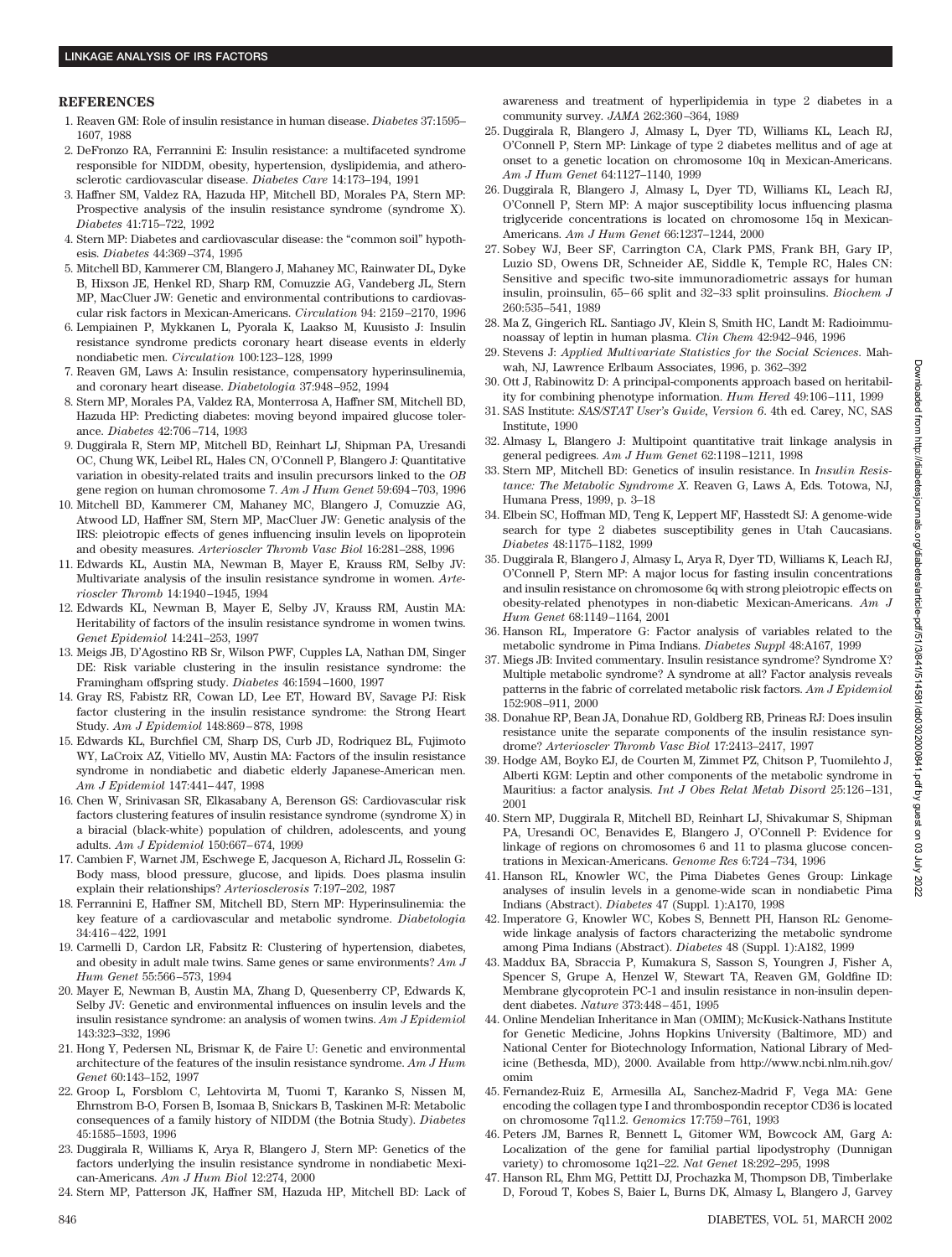## REFERENCES

1. Reaven GM: Role of insulin resistance in human disease. *Diabetes* 37:1595–1607, 1988
2. DeFronzo RA, Ferrannini E: Insulin resistance: a multifaceted syndrome responsible for NIDDM, obesity, hypertension, dyslipidemia, and atherosclerotic cardiovascular disease. *Diabetes Care* 14:173–194, 1991
3. Haffner SM, Valdez RA, Hazuda HP, Mitchell BD, Morales PA, Stern MP: Prospective analysis of the insulin resistance syndrome (syndrome X). *Diabetes* 41:715–722, 1992
4. Stern MP: Diabetes and cardiovascular disease: the "common soil" hypothesis. *Diabetes* 44:369–374, 1995
5. Mitchell BD, Kammerer CM, Blangero J, Mahaney MC, Rainwater DL, Dyke B, Hixson JE, Henkel RD, Sharp RM, Comuzzie AG, Vandeberg JL, Stern MP, MacCluer JW: Genetic and environmental contributions to cardiovascular risk factors in Mexican-Americans. *Circulation* 94: 2159–2170, 1996
6. Lempiainen P, Mykkanen L, Pyorala K, Laakso M, Kuusisto J: Insulin resistance syndrome predicts coronary heart disease events in elderly nondiabetic men. *Circulation* 100:123–128, 1999
7. Reaven GM, Laws A: Insulin resistance, compensatory hyperinsulinemia, and coronary heart disease. *Diabetologia* 37:948–952, 1994
8. Stern MP, Morales PA, Valdez RA, Monterrosa A, Haffner SM, Mitchell BD, Hazuda HP: Predicting diabetes: moving beyond impaired glucose tolerance. *Diabetes* 42:706–714, 1993
9. Duggirala R, Stern MP, Mitchell BD, Reinhart LJ, Shipman PA, Uresandi OC, Chung WK, Leibel RL, Hales CN, O'Connell P, Blangero J: Quantitative variation in obesity-related traits and insulin precursors linked to the *OB* gene region on human chromosome 7. *Am J Hum Genet* 59:694–703, 1996
10. Mitchell BD, Kammerer CM, Mahaney MC, Blangero J, Comuzzie AG, Atwood LD, Haffner SM, Stern MP, MacCluer JW: Genetic analysis of the IRS: pleiotropic effects of genes influencing insulin levels on lipoprotein and obesity measures. *Arterioscler Thromb Vasc Biol* 16:281–288, 1996
11. Edwards KL, Austin MA, Newman B, Mayer E, Krauss RM, Selby JV: Multivariate analysis of the insulin resistance syndrome in women. *Arterioscler Thromb* 14:1940–1945, 1994
12. Edwards KL, Newman B, Mayer E, Selby JV, Krauss RM, Austin MA: Heritability of factors of the insulin resistance syndrome in women twins. *Genet Epidemiol* 14:241–253, 1997
13. Meigs JB, D'Agostino RB Sr, Wilson PWF, Cupples LA, Nathan DM, Singer DE: Risk variable clustering in the insulin resistance syndrome: the Framingham offspring study. *Diabetes* 46:1594–1600, 1997
14. Gray RS, Fabsitz RR, Cowan LD, Lee ET, Howard BV, Savage PJ: Risk factor clustering in the insulin resistance syndrome: the Strong Heart Study. *Am J Epidemiol* 148:869–878, 1998
15. Edwards KL, Burchfiel CM, Sharp DS, Curb JD, Rodriquez BL, Fujimoto WY, LaCroix AZ, Vitiello MV, Austin MA: Factors of the insulin resistance syndrome in nondiabetic and diabetic elderly Japanese-American men. *Am J Epidemiol* 147:441–447, 1998
16. Chen W, Srinivasan SR, Elkasabany A, Berenson GS: Cardiovascular risk factors clustering features of insulin resistance syndrome (syndrome X) in a biracial (black-white) population of children, adolescents, and young adults. *Am J Epidemiol* 150:667–674, 1999
17. Cambien F, Warnet JM, Eschwege E, Jacqueson A, Richard JL, Rosselin G: Body mass, blood pressure, glucose, and lipids. Does plasma insulin explain their relationships? *Arteriosclerosis* 7:197–202, 1987
18. Ferrannini E, Haffner SM, Mitchell BD, Stern MP: Hyperinsulinemia: the key feature of a cardiovascular and metabolic syndrome. *Diabetologia* 34:416–422, 1991
19. Carmelli D, Cardon LR, Fabsitz R: Clustering of hypertension, diabetes, and obesity in adult male twins. Same genes or same environments? *Am J Hum Genet* 55:566–573, 1994
20. Mayer E, Newman B, Austin MA, Zhang D, Quesenberry CP, Edwards K, Selby JV: Genetic and environmental influences on insulin levels and the insulin resistance syndrome: an analysis of women twins. *Am J Epidemiol* 143:323–332, 1996
21. Hong Y, Pedersen NL, Brismar K, de Faire U: Genetic and environmental architecture of the features of the insulin resistance syndrome. *Am J Hum Genet* 60:143–152, 1997
22. Groop L, Forsblom C, Lehtovirta M, Tuomi T, Karanko S, Nissen M, Ehrnstrom B-O, Forsen B, Isomaa B, Snickars B, Taskinen M-R: Metabolic consequences of a family history of NIDDM (the Botnia Study). *Diabetes* 45:1585–1593, 1996
23. Duggirala R, Williams K, Arya R, Blangero J, Stern MP: Genetics of the factors underlying the insulin resistance syndrome in nondiabetic Mexican-Americans. *Am J Hum Biol* 12:274, 2000
24. Stern MP, Patterson JK, Haffner SM, Hazuda HP, Mitchell BD: Lack of awareness and treatment of hyperlipidemia in type 2 diabetes in a community survey. *JAMA* 262:360–364, 1989
25. Duggirala R, Blangero J, Almasy L, Dyer TD, Williams KL, Leach RJ, O'Connell P, Stern MP: Linkage of type 2 diabetes mellitus and of age at onset to a genetic location on chromosome 10q in Mexican-Americans. *Am J Hum Genet* 64:1127–1140, 1999
26. Duggirala R, Blangero J, Almasy L, Dyer TD, Williams KL, Leach RJ, O'Connell P, Stern MP: A major susceptibility locus influencing plasma triglyceride concentrations is located on chromosome 15q in Mexican-Americans. *Am J Hum Genet* 66:1237–1244, 2000
27. Sobey WJ, Beer SF, Carrington CA, Clark PMS, Frank BH, Gary IP, Luzio SD, Owens DR, Schneider AE, Siddle K, Temple RC, Hales CN: Sensitive and specific two-site immunoradiometric assays for human insulin, proinsulin, 65–66 split and 32–33 split proinsulins. *Biochem J* 260:535–541, 1989
28. Ma Z, Gingerich RL. Santiago JV, Klein S, Smith HC, Landt M: Radioimmunoassay of leptin in human plasma. *Clin Chem* 42:942–946, 1996
29. Stevens J: *Applied Multivariate Statistics for the Social Sciences*. Mahwah, NJ, Lawrence Erlbaum Associates, 1996, p. 362–392
30. Ott J, Rabinowitz D: A principal-components approach based on heritability for combining phenotype information. *Hum Hered* 49:106–111, 1999
31. SAS Institute: *SAS/STAT User's Guide, Version 6*. 4th ed. Carey, NC, SAS Institute, 1990
32. Almasy L, Blangero J: Multipoint quantitative trait linkage analysis in general pedigrees. *Am J Hum Genet* 62:1198–1211, 1998
33. Stern MP, Mitchell BD: Genetics of insulin resistance. In *Insulin Resistance: The Metabolic Syndrome X*. Reaven G, Laws A, Eds. Totowa, NJ, Humana Press, 1999, p. 3–18
34. Elbein SC, Hoffman MD, Teng K, Leppert MF, Hasstedt SJ: A genome-wide search for type 2 diabetes susceptibility genes in Utah Caucasians. *Diabetes* 48:1175–1182, 1999
35. Duggirala R, Blangero J, Almasy L, Arya R, Dyer TD, Williams K, Leach RJ, O'Connell P, Stern MP: A major locus for fasting insulin concentrations and insulin resistance on chromosome 6q with strong pleiotropic effects on obesity-related phenotypes in non-diabetic Mexican-Americans. *Am J Hum Genet* 68:1149–1164, 2001
36. Hanson RL, Imperatore G: Factor analysis of variables related to the metabolic syndrome in Pima Indians. *Diabetes Suppl* 48:A167, 1999
37. Miegs JB: Invited commentary. Insulin resistance syndrome? Syndrome X? Multiple metabolic syndrome? A syndrome at all? Factor analysis reveals patterns in the fabric of correlated metabolic risk factors. *Am J Epidemiol* 152:908–911, 2000
38. Donahue RP, Bean JA, Donahue RD, Goldberg RB, Prineas RJ: Does insulin resistance unite the separate components of the insulin resistance syndrome? *Arterioscler Thromb Vasc Biol* 17:2413–2417, 1997
39. Hodge AM, Boyko EJ, de Courten M, Zimmet PZ, Chitson P, Tuomilehto J, Alberti KGM: Leptin and other components of the metabolic syndrome in Mauritius: a factor analysis. *Int J Obes Relat Metab Disord* 25:126–131, 2001
40. Stern MP, Duggirala R, Mitchell BD, Reinhart LJ, Shivakumar S, Shipman PA, Uresandi OC, Benavides E, Blangero J, O'Connell P: Evidence for linkage of regions on chromosomes 6 and 11 to plasma glucose concentrations in Mexican-Americans. *Genome Res* 6:724–734, 1996
41. Hanson RL, Knowler WC, the Pima Diabetes Genes Group: Linkage analyses of insulin levels in a genome-wide scan in nondiabetic Pima Indians (Abstract). *Diabetes* 47 (Suppl. 1):A170, 1998
42. Imperatore G, Knowler WC, Kobes S, Bennett PH, Hanson RL: Genome-wide linkage analysis of factors characterizing the metabolic syndrome among Pima Indians (Abstract). *Diabetes* 48 (Suppl. 1):A182, 1999
43. Maddux BA, Sbraccia P, Kumakura S, Sasson S, Youngren J, Fisher A, Spencer S, Grupe A, Henzel W, Stewart TA, Reaven GM, Goldfine ID: Membrane glycoprotein PC-1 and insulin resistance in non-insulin dependent diabetes. *Nature* 373:448–451, 1995
44. Online Mendelian Inheritance in Man (OMIM); McKusick-Nathans Institute for Genetic Medicine, Johns Hopkins University (Baltimore, MD) and National Center for Biotechnology Information, National Library of Medicine (Bethesda, MD), 2000. Available from http://www.ncbi.nlm.nih.gov/omim
45. Fernandez-Ruiz E, Armesilla AL, Sanchez-Madrid F, Vega MA: Gene encoding the collagen type I and thrombospondin receptor CD36 is located on chromosome 7q11.2. *Genomics* 17:759–761, 1993
46. Peters JM, Barnes R, Bennett L, Gitomer WM, Bowcock AM, Garg A: Localization of the gene for familial partial lipodystrophy (Dunnigan variety) to chromosome 1q21–22. *Nat Genet* 18:292–295, 1998
47. Hanson RL, Ehm MG, Pettitt DJ, Prochazka M, Thompson DB, Timberlake D, Foroud T, Kobes S, Baier L, Burns DK, Almasy L, Blangero J, Garvey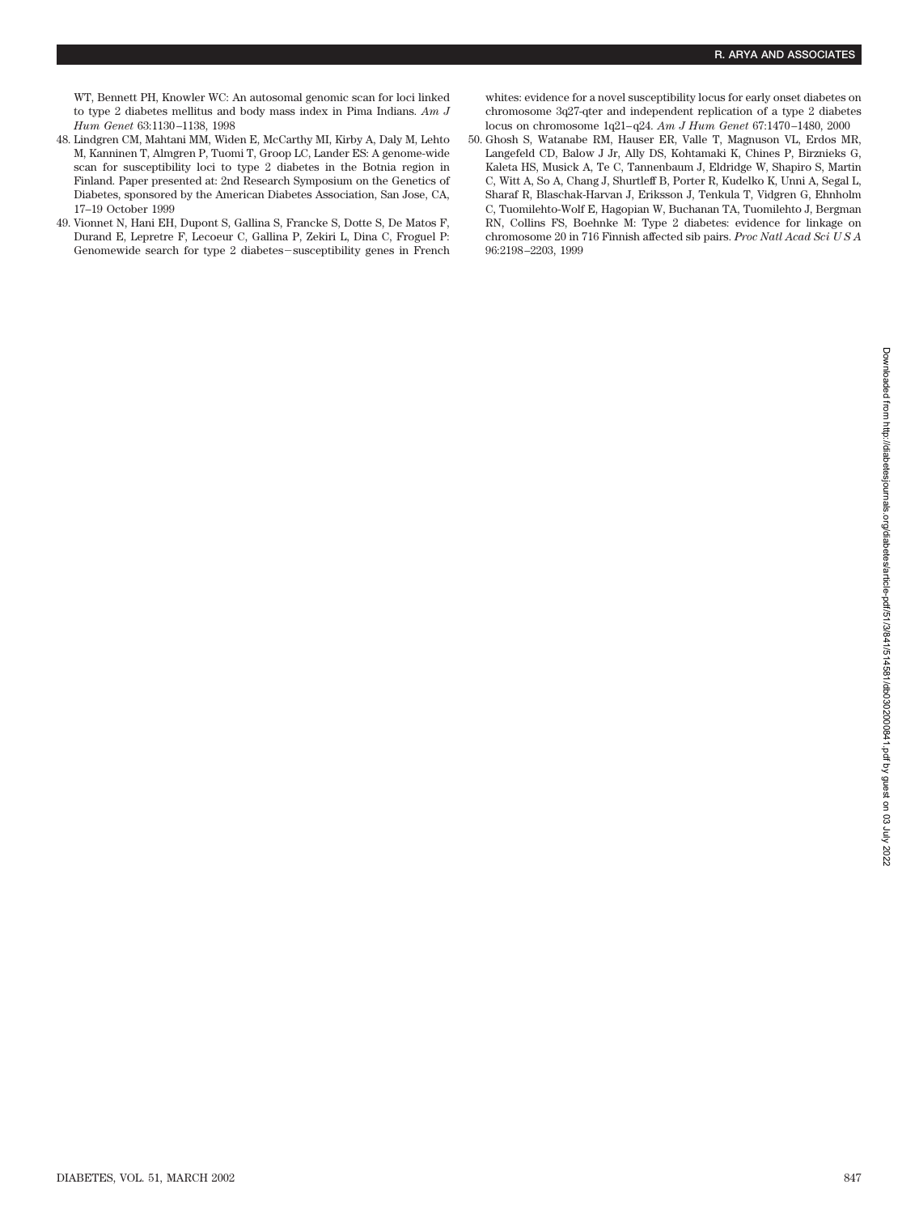WT, Bennett PH, Knowler WC: An autosomal genomic scan for loci linked to type 2 diabetes mellitus and body mass index in Pima Indians. *Am J Hum Genet* 63:1130–1138, 1998

48. Lindgren CM, Mahtani MM, Widen E, McCarthy MI, Kirby A, Daly M, Lehto M, Kanninen T, Almgren P, Tuomi T, Groop LC, Lander ES: A genome-wide scan for susceptibility loci to type 2 diabetes in the Botnia region in Finland. Paper presented at: 2nd Research Symposium on the Genetics of Diabetes, sponsored by the American Diabetes Association, San Jose, CA, 17–19 October 1999
49. Vionnet N, Hani EH, Dupont S, Gallina S, Francke S, Dotte S, De Matos F, Durand E, Lepretre F, Lecoeur C, Gallina P, Zekiri L, Dina C, Froguel P: Genomewide search for type 2 diabetes−susceptibility genes in French whites: evidence for a novel susceptibility locus for early onset diabetes on chromosome 3q27-qter and independent replication of a type 2 diabetes locus on chromosome 1q21–q24. *Am J Hum Genet* 67:1470–1480, 2000
50. Ghosh S, Watanabe RM, Hauser ER, Valle T, Magnuson VL, Erdos MR, Langefeld CD, Balow J Jr, Ally DS, Kohtamaki K, Chines P, Birznieks G, Kaleta HS, Musick A, Te C, Tannenbaum J, Eldridge W, Shapiro S, Martin C, Witt A, So A, Chang J, Shurtleff B, Porter R, Kudelko K, Unni A, Segal L, Sharaf R, Blaschak-Harvan J, Eriksson J, Tenkula T, Vidgren G, Ehnholm C, Tuomilehto-Wolf E, Hagopian W, Buchanan TA, Tuomilehto J, Bergman RN, Collins FS, Boehnke M: Type 2 diabetes: evidence for linkage on chromosome 20 in 716 Finnish affected sib pairs. *Proc Natl Acad Sci U S A* 96:2198–2203, 1999